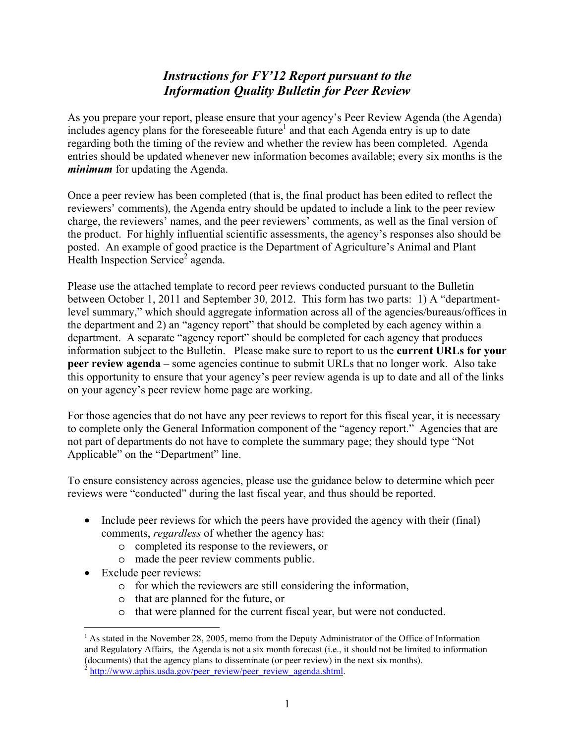# *Instructions for FY'12 Report pursuant to the Information Quality Bulletin for Peer Review*

As you prepare your report, please ensure that your agency's Peer Review Agenda (the Agenda) includes agency plans for the foreseeable future[1] and that each Agenda entry is up to date regarding both the timing of the review and whether the review has been completed. Agenda entries should be updated whenever new information becomes available; every six months is the ***minimum*** for updating the Agenda.

Once a peer review has been completed (that is, the final product has been edited to reflect the reviewers' comments), the Agenda entry should be updated to include a link to the peer review charge, the reviewers' names, and the peer reviewers' comments, as well as the final version of the product. For highly influential scientific assessments, the agency's responses also should be posted. An example of good practice is the Department of Agriculture's Animal and Plant Health Inspection Service[2] agenda.

Please use the attached template to record peer reviews conducted pursuant to the Bulletin between October 1, 2011 and September 30, 2012. This form has two parts: 1) A "department-level summary," which should aggregate information across all of the agencies/bureaus/offices in the department and 2) an "agency report" that should be completed by each agency within a department. A separate "agency report" should be completed for each agency that produces information subject to the Bulletin. Please make sure to report to us the **current URLs for your peer review agenda** – some agencies continue to submit URLs that no longer work. Also take this opportunity to ensure that your agency's peer review agenda is up to date and all of the links on your agency's peer review home page are working.

For those agencies that do not have any peer reviews to report for this fiscal year, it is necessary to complete only the General Information component of the "agency report." Agencies that are not part of departments do not have to complete the summary page; they should type "Not Applicable" on the "Department" line.

To ensure consistency across agencies, please use the guidance below to determine which peer reviews were "conducted" during the last fiscal year, and thus should be reported.

- Include peer reviews for which the peers have provided the agency with their (final) comments, *regardless* of whether the agency has:
    - completed its response to the reviewers, or
    - made the peer review comments public.
- Exclude peer reviews:
    - for which the reviewers are still considering the information,
    - that are planned for the future, or
    - that were planned for the current fiscal year, but were not conducted.

---

[1] As stated in the November 28, 2005, memo from the Deputy Administrator of the Office of Information and Regulatory Affairs, the Agenda is not a six month forecast (i.e., it should not be limited to information (documents) that the agency plans to disseminate (or peer review) in the next six months).

[2] http://www.aphis.usda.gov/peer_review/peer_review_agenda.shtml.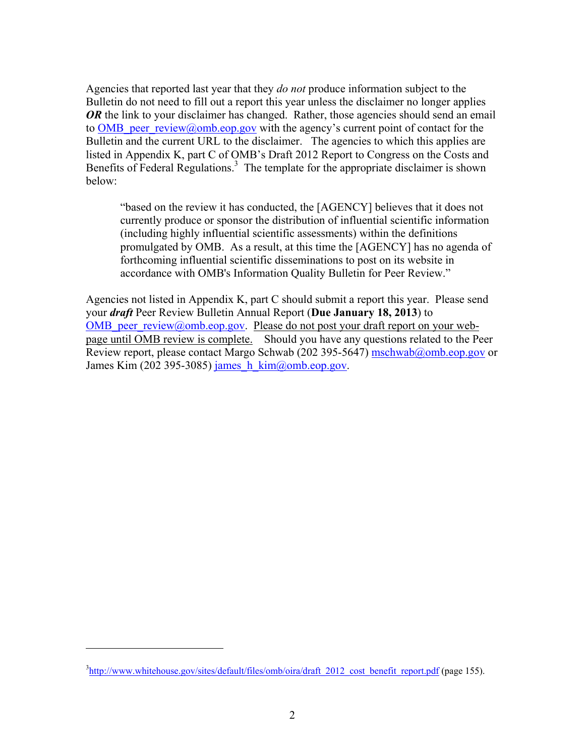Agencies that reported last year that they *do not* produce information subject to the Bulletin do not need to fill out a report this year unless the disclaimer no longer applies ***OR*** the link to your disclaimer has changed. Rather, those agencies should send an email to OMB_peer_review@omb.eop.gov with the agency's current point of contact for the Bulletin and the current URL to the disclaimer. The agencies to which this applies are listed in Appendix K, part C of OMB's Draft 2012 Report to Congress on the Costs and Benefits of Federal Regulations.[3] The template for the appropriate disclaimer is shown below:

> "based on the review it has conducted, the [AGENCY] believes that it does not currently produce or sponsor the distribution of influential scientific information (including highly influential scientific assessments) within the definitions promulgated by OMB. As a result, at this time the [AGENCY] has no agenda of forthcoming influential scientific disseminations to post on its website in accordance with OMB's Information Quality Bulletin for Peer Review."

Agencies not listed in Appendix K, part C should submit a report this year. Please send your ***draft*** Peer Review Bulletin Annual Report (**Due January 18, 2013**) to OMB_peer_review@omb.eop.gov. <u>Please do not post your draft report on your web-page until OMB review is complete.</u> Should you have any questions related to the Peer Review report, please contact Margo Schwab (202 395-5647) mschwab@omb.eop.gov or James Kim (202 395-3085) james_h_kim@omb.eop.gov.

---

[3] http://www.whitehouse.gov/sites/default/files/omb/oira/draft_2012_cost_benefit_report.pdf (page 155).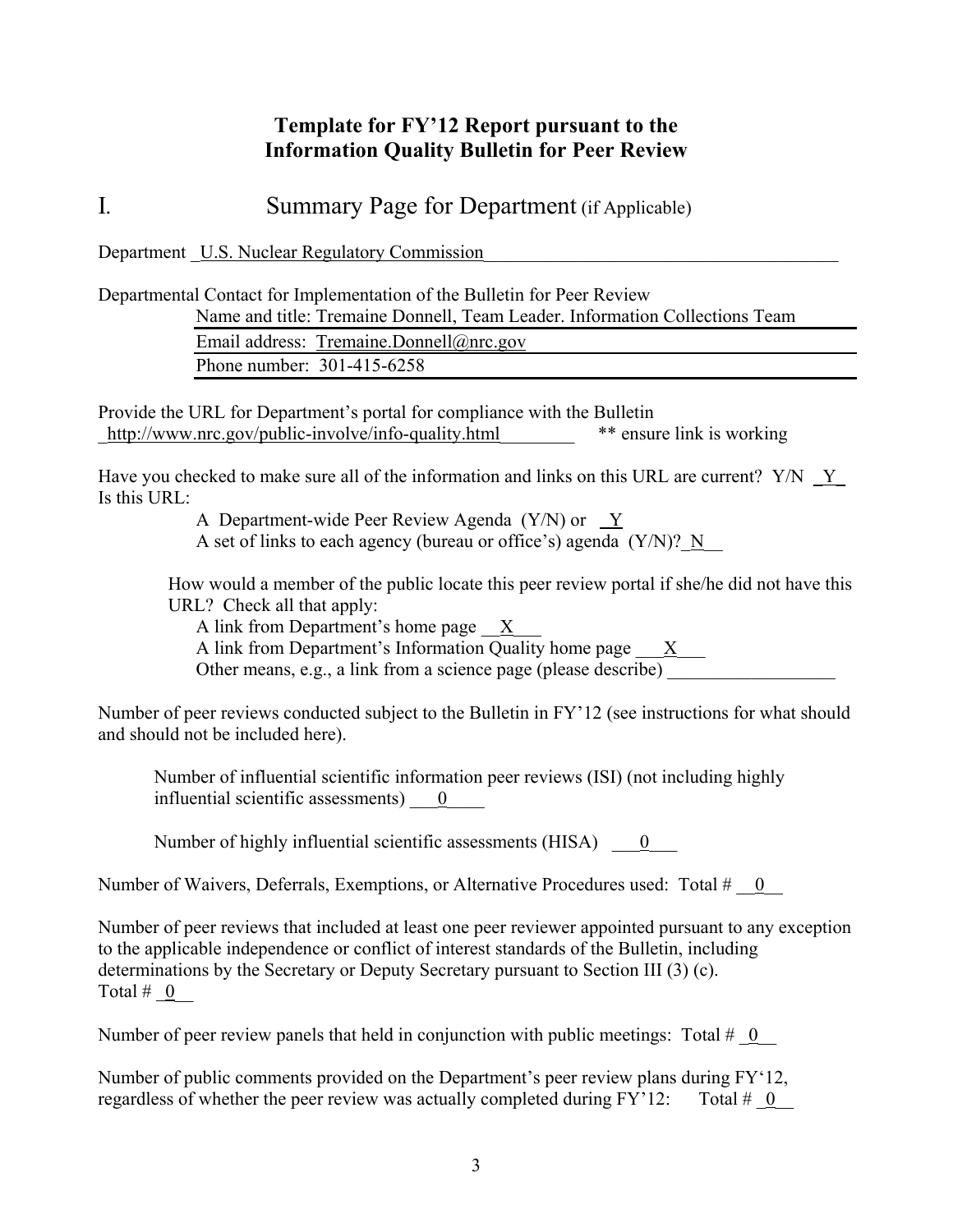## Template for FY'12 Report pursuant to the Information Quality Bulletin for Peer Review

# I. Summary Page for Department (if Applicable)

Department _U.S. Nuclear Regulatory Commission_

Departmental Contact for Implementation of the Bulletin for Peer Review

Name and title: Tremaine Donnell, Team Leader. Information Collections Team

Email address: Tremaine.Donnell@nrc.gov

Phone number: 301-415-6258

Provide the URL for Department's portal for compliance with the Bulletin
_http://www.nrc.gov/public-involve/info-quality.html_ ** ensure link is working

Have you checked to make sure all of the information and links on this URL are current? Y/N _Y_

Is this URL:

A Department-wide Peer Review Agenda (Y/N) or _Y

A set of links to each agency (bureau or office's) agenda (Y/N)? N

How would a member of the public locate this peer review portal if she/he did not have this URL? Check all that apply:

A link from Department's home page __X__

A link from Department's Information Quality home page __X__

Other means, e.g., a link from a science page (please describe) ____________

Number of peer reviews conducted subject to the Bulletin in FY'12 (see instructions for what should and should not be included here).

Number of influential scientific information peer reviews (ISI) (not including highly influential scientific assessments) ___0___

Number of highly influential scientific assessments (HISA) ___0___

Number of Waivers, Deferrals, Exemptions, or Alternative Procedures used: Total # __0__

Number of peer reviews that included at least one peer reviewer appointed pursuant to any exception to the applicable independence or conflict of interest standards of the Bulletin, including determinations by the Secretary or Deputy Secretary pursuant to Section III (3) (c).
Total # _0_

Number of peer review panels that held in conjunction with public meetings: Total # _0_

Number of public comments provided on the Department's peer review plans during FY'12, regardless of whether the peer review was actually completed during FY'12: Total # _0_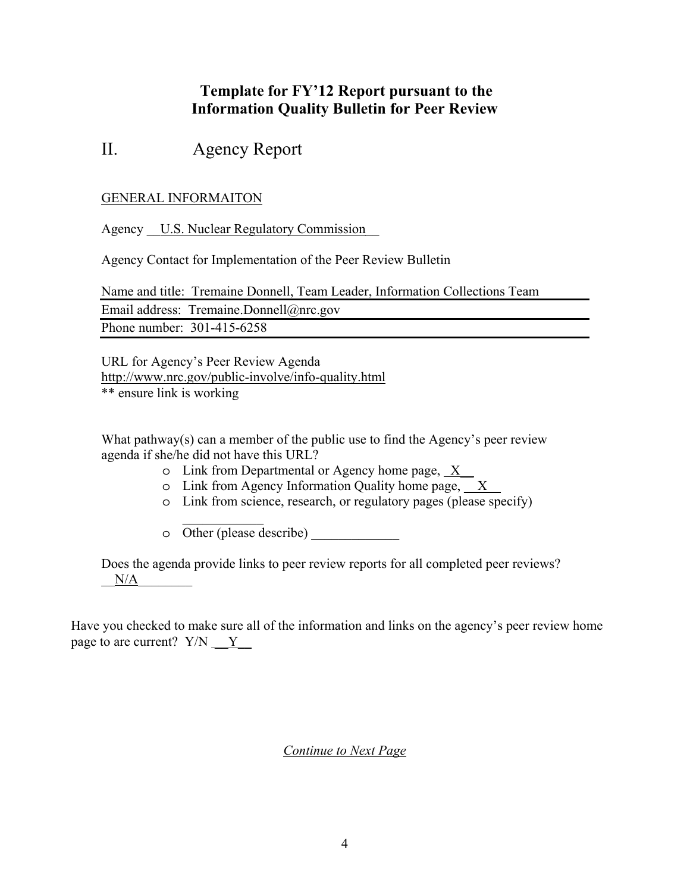## Template for FY'12 Report pursuant to the Information Quality Bulletin for Peer Review

# II. Agency Report

GENERAL INFORMAITON

Agency __U.S. Nuclear Regulatory Commission__

Agency Contact for Implementation of the Peer Review Bulletin

Name and title: Tremaine Donnell, Team Leader, Information Collections Team

Email address: Tremaine.Donnell@nrc.gov

Phone number: 301-415-6258

URL for Agency's Peer Review Agenda
http://www.nrc.gov/public-involve/info-quality.html
** ensure link is working

What pathway(s) can a member of the public use to find the Agency's peer review agenda if she/he did not have this URL?

- Link from Departmental or Agency home page, _X__
- Link from Agency Information Quality home page, __X__
- Link from science, research, or regulatory pages (please specify) ____________
- Other (please describe) _____________

Does the agenda provide links to peer review reports for all completed peer reviews?
__N/A________

Have you checked to make sure all of the information and links on the agency's peer review home page to are current? Y/N __Y__

*Continue to Next Page*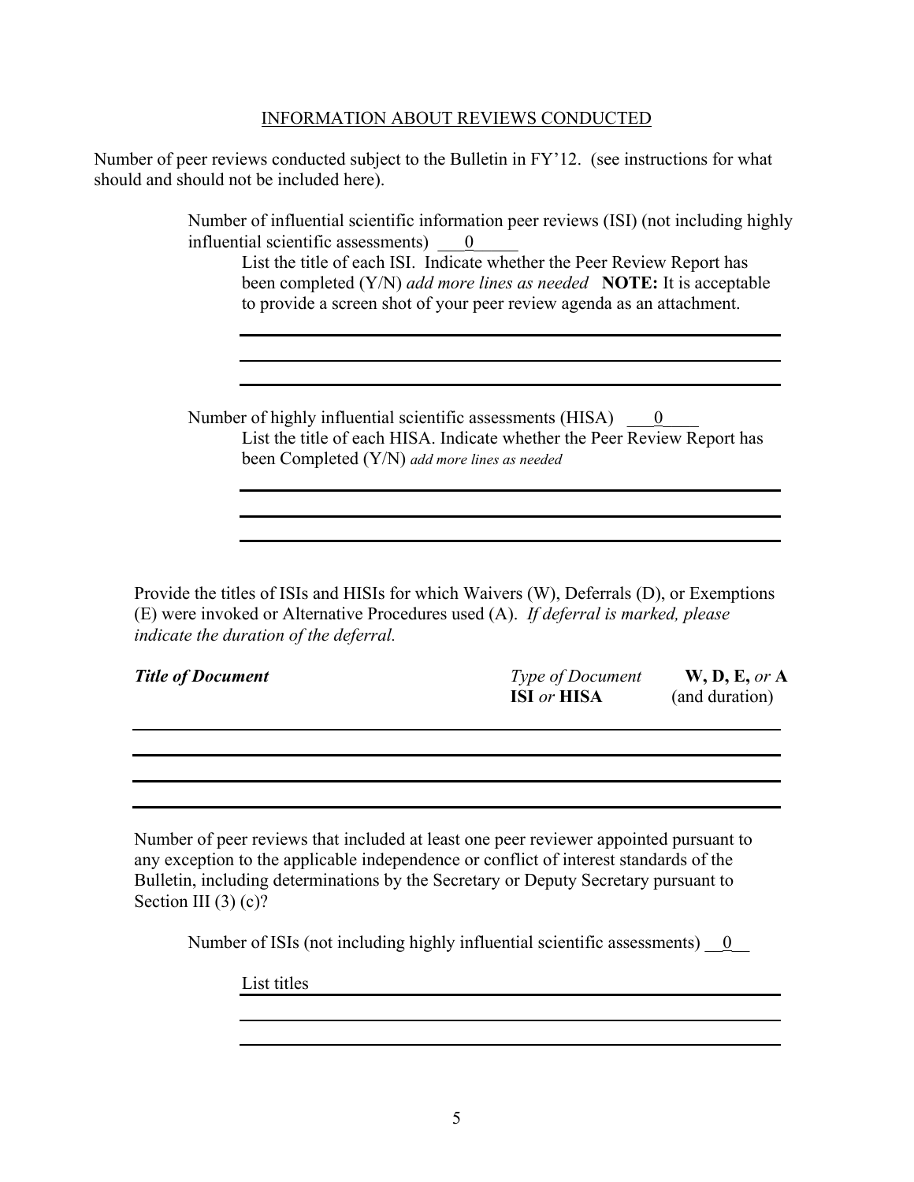## INFORMATION ABOUT REVIEWS CONDUCTED

Number of peer reviews conducted subject to the Bulletin in FY'12. (see instructions for what should and should not be included here).

Number of influential scientific information peer reviews (ISI) (not including highly influential scientific assessments) ___0_____

List the title of each ISI. Indicate whether the Peer Review Report has been completed (Y/N) *add more lines as needed* **NOTE:** It is acceptable to provide a screen shot of your peer review agenda as an attachment.

Number of highly influential scientific assessments (HISA) ___0____

List the title of each HISA. Indicate whether the Peer Review Report has been Completed (Y/N) *add more lines as needed*

Provide the titles of ISIs and HISIs for which Waivers (W), Deferrals (D), or Exemptions (E) were invoked or Alternative Procedures used (A). *If deferral is marked, please indicate the duration of the deferral.*

| ***Title of Document*** | *Type of Document* **ISI** *or* **HISA** | **W, D, E,** *or* **A** (and duration) |
|---|---|---|
| | | |
| | | |
| | | |

Number of peer reviews that included at least one peer reviewer appointed pursuant to any exception to the applicable independence or conflict of interest standards of the Bulletin, including determinations by the Secretary or Deputy Secretary pursuant to Section III (3) (c)?

Number of ISIs (not including highly influential scientific assessments) __0__

List titles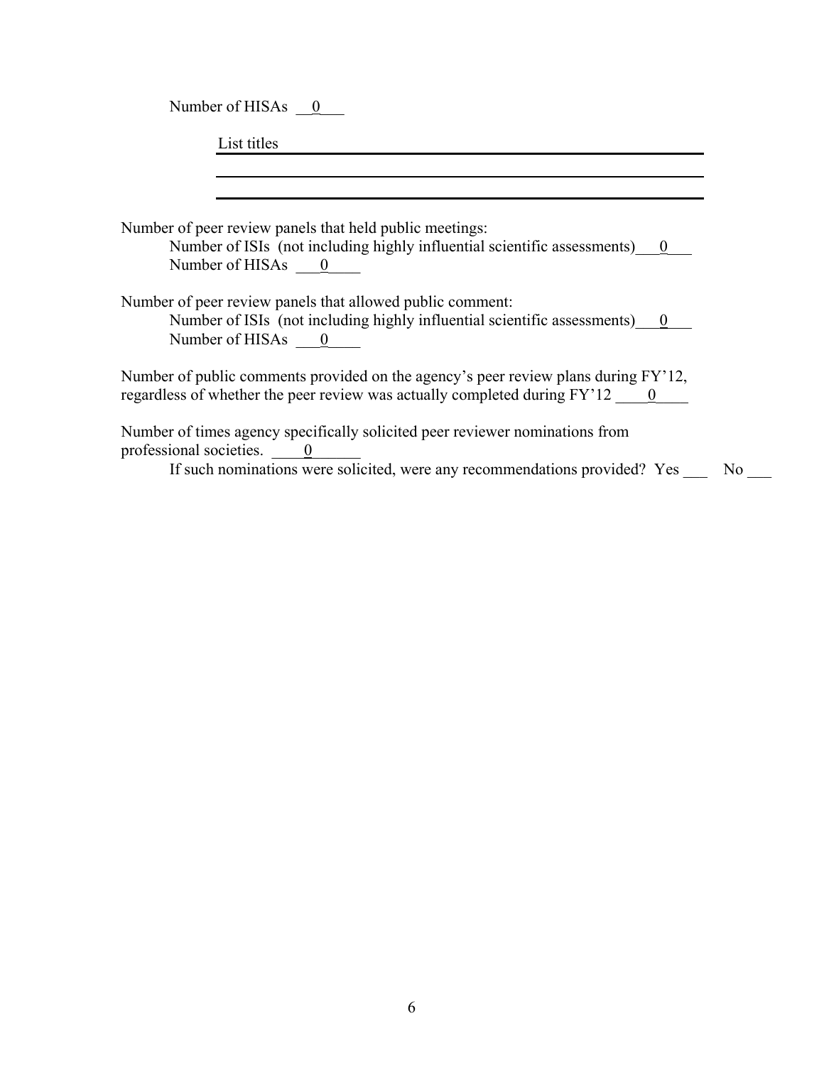Number of HISAs \_\_0\_\_\_

List titles \_\_\_\_\_\_\_\_\_\_\_\_\_\_\_\_\_\_\_\_\_\_\_\_\_\_\_\_\_\_\_\_\_\_\_\_\_\_\_\_\_\_\_\_\_\_\_\_\_\_\_\_\_

\_\_\_\_\_\_\_\_\_\_\_\_\_\_\_\_\_\_\_\_\_\_\_\_\_\_\_\_\_\_\_\_\_\_\_\_\_\_\_\_\_\_\_\_\_\_\_\_\_\_\_\_\_\_\_\_\_\_\_\_

\_\_\_\_\_\_\_\_\_\_\_\_\_\_\_\_\_\_\_\_\_\_\_\_\_\_\_\_\_\_\_\_\_\_\_\_\_\_\_\_\_\_\_\_\_\_\_\_\_\_\_\_\_\_\_\_\_\_\_\_

Number of peer review panels that held public meetings:

Number of ISIs (not including highly influential scientific assessments)\_\_\_0\_\_\_

Number of HISAs \_\_\_0\_\_\_\_

Number of peer review panels that allowed public comment:

Number of ISIs (not including highly influential scientific assessments)\_\_\_0\_\_\_

Number of HISAs \_\_\_0\_\_\_\_

Number of public comments provided on the agency's peer review plans during FY'12, regardless of whether the peer review was actually completed during FY'12 \_\_\_\_0\_\_\_\_

Number of times agency specifically solicited peer reviewer nominations from professional societies. \_\_\_\_0\_\_\_\_\_\_

If such nominations were solicited, were any recommendations provided? Yes \_\_\_ No \_\_\_